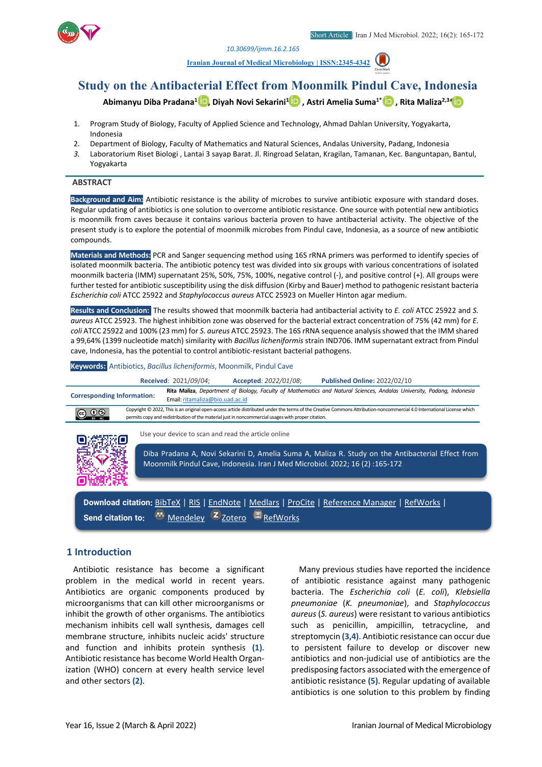Short Article | Iran J Med Microbiol. 2022; 16(2): 165-172

10.30699/ijmm.16.2.165

Iranian Journal of Medical Microbiology | ISSN:2345-4342

# Study on the Antibacterial Effect from Moonmilk Pindul Cave, Indonesia

**Abimanyu Diba Pradana[1], Diyah Novi Sekarini[1], Astri Amelia Suma[1*], Rita Maliza[2,3*]**

1. Program Study of Biology, Faculty of Applied Science and Technology, Ahmad Dahlan University, Yogyakarta, Indonesia
2. Department of Biology, Faculty of Mathematics and Natural Sciences, Andalas University, Padang, Indonesia
3. Laboratorium Riset Biologi , Lantai 3 sayap Barat. Jl. Ringroad Selatan, Kragilan, Tamanan, Kec. Banguntapan, Bantul, Yogyakarta

## ABSTRACT

**Background and Aim:** Antibiotic resistance is the ability of microbes to survive antibiotic exposure with standard doses. Regular updating of antibiotics is one solution to overcome antibiotic resistance. One source with potential new antibiotics is moonmilk from caves because it contains various bacteria proven to have antibacterial activity. The objective of the present study is to explore the potential of moonmilk microbes from Pindul cave, Indonesia, as a source of new antibiotic compounds.

**Materials and Methods:** PCR and Sanger sequencing method using 16S rRNA primers was performed to identify species of isolated moonmilk bacteria. The antibiotic potency test was divided into six groups with various concentrations of isolated moonmilk bacteria (IMM) supernatant 25%, 50%, 75%, 100%, negative control (-), and positive control (+). All groups were further tested for antibiotic susceptibility using the disk diffusion (Kirby and Bauer) method to pathogenic resistant bacteria *Escherichia coli* ATCC 25922 and *Staphylococcus aureus* ATCC 25923 on Mueller Hinton agar medium.

**Results and Conclusion:** The results showed that moonmilk bacteria had antibacterial activity to *E. coli* ATCC 25922 and *S. aureus* ATCC 25923. The highest inhibition zone was observed for the bacterial extract concentration of 75% (42 mm) for *E. coli* ATCC 25922 and 100% (23 mm) for *S. aureus* ATCC 25923. The 16S rRNA sequence analysis showed that the IMM shared a 99,64% (1399 nucleotide match) similarity with *Bacillus licheniformis* strain IND706. IMM supernatant extract from Pindul cave, Indonesia, has the potential to control antibiotic-resistant bacterial pathogens.

**Keywords:** Antibiotics, *Bacillus licheniformis*, Moonmilk, Pindul Cave

**Received**: 2021/09/04; **Accepted**: *2022/01/08*; **Published Online:** 2022/02/10

**Corresponding Information:** **Rita Maliza**, *Department of Biology, Faculty of Mathematics and Natural Sciences, Andalas University, Padang, Indonesia*
Email: ritamaliza@bio.uad.ac.id

Copyright © 2022, This is an original open-access article distributed under the terms of the Creative Commons Attribution-noncommercial 4.0 International License which permits copy and redistribution of the material just in noncommercial usages with proper citation.

Use your device to scan and read the article online

Diba Pradana A, Novi Sekarini D, Amelia Suma A, Maliza R. Study on the Antibacterial Effect from Moonmilk Pindul Cave, Indonesia. Iran J Med Microbiol. 2022; 16 (2) :165-172

**Download citation:** BibTeX | RIS | EndNote | Medlars | ProCite | Reference Manager | RefWorks |
**Send citation to:** Mendeley Zotero RefWorks

## 1 Introduction

Antibiotic resistance has become a significant problem in the medical world in recent years. Antibiotics are organic components produced by microorganisms that can kill other microorganisms or inhibit the growth of other organisms. The antibiotics mechanism inhibits cell wall synthesis, damages cell membrane structure, inhibits nucleic acids' structure and function and inhibits protein synthesis **(1)**. Antibiotic resistance has become World Health Organization (WHO) concern at every health service level and other sectors **(2)**.

Many previous studies have reported the incidence of antibiotic resistance against many pathogenic bacteria. The *Escherichia coli* (*E. coli*), *Klebsiella pneumoniae* (*K. pneumoniae*), and *Staphylococcus aureus* (*S. aureus*) were resistant to various antibiotics such as penicillin, ampicillin, tetracycline, and streptomycin **(3,4)**. Antibiotic resistance can occur due to persistent failure to develop or discover new antibiotics and non-judicial use of antibiotics are the predisposing factors associated with the emergence of antibiotic resistance **(5)**. Regular updating of available antibiotics is one solution to this problem by finding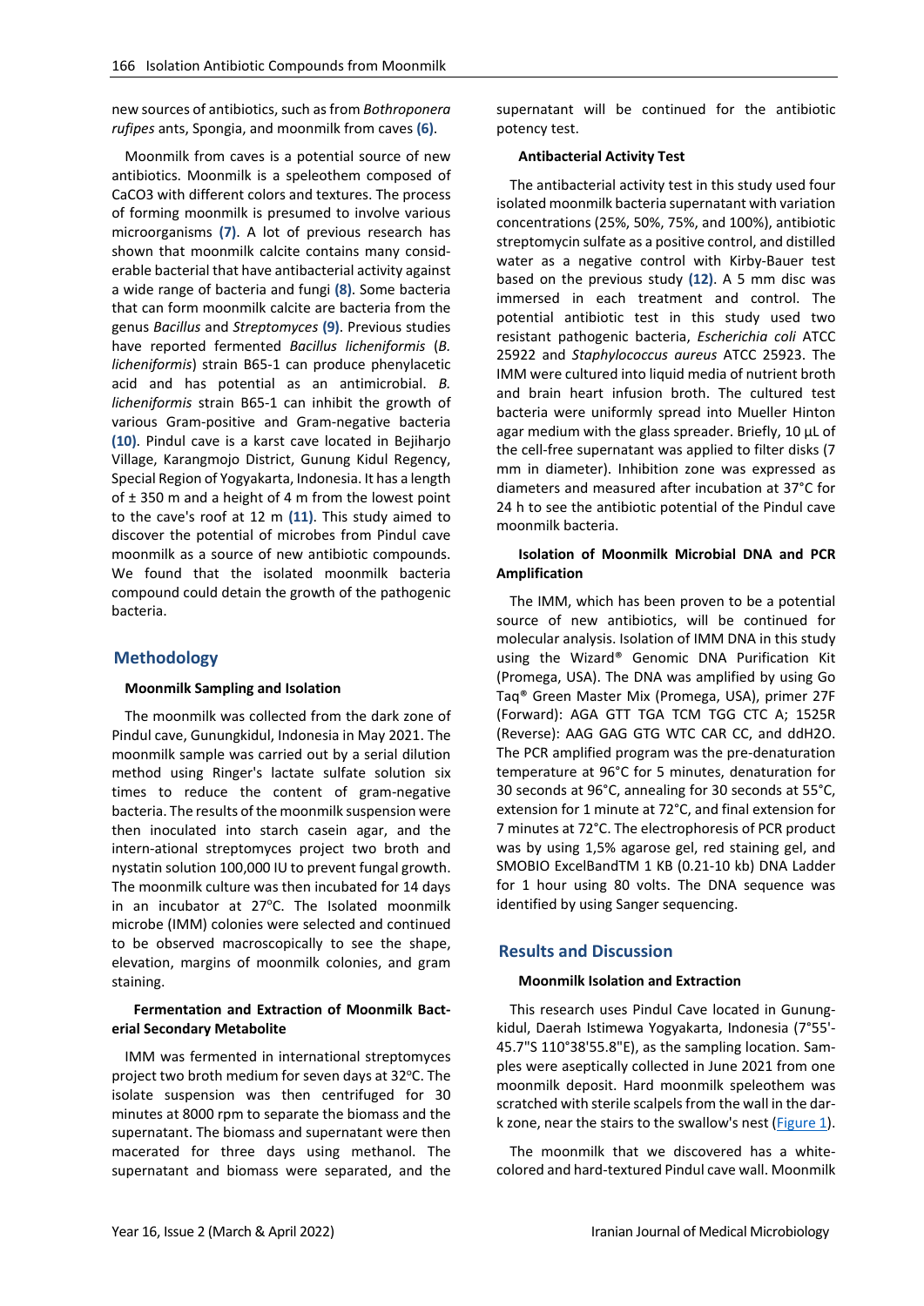new sources of antibiotics, such as from *Bothroponera rufipes* ants, Spongia, and moonmilk from caves **(6)**.

Moonmilk from caves is a potential source of new antibiotics. Moonmilk is a speleothem composed of CaCO3 with different colors and textures. The process of forming moonmilk is presumed to involve various microorganisms **(7)**. A lot of previous research has shown that moonmilk calcite contains many considerable bacterial that have antibacterial activity against a wide range of bacteria and fungi **(8)**. Some bacteria that can form moonmilk calcite are bacteria from the genus *Bacillus* and *Streptomyces* **(9)**. Previous studies have reported fermented *Bacillus licheniformis* (*B. licheniformis*) strain B65-1 can produce phenylacetic acid and has potential as an antimicrobial. *B. licheniformis* strain B65-1 can inhibit the growth of various Gram-positive and Gram-negative bacteria **(10)**. Pindul cave is a karst cave located in Bejiharjo Village, Karangmojo District, Gunung Kidul Regency, Special Region of Yogyakarta, Indonesia. It has a length of ± 350 m and a height of 4 m from the lowest point to the cave's roof at 12 m **(11)**. This study aimed to discover the potential of microbes from Pindul cave moonmilk as a source of new antibiotic compounds. We found that the isolated moonmilk bacteria compound could detain the growth of the pathogenic bacteria.

## Methodology

### Moonmilk Sampling and Isolation

The moonmilk was collected from the dark zone of Pindul cave, Gunungkidul, Indonesia in May 2021. The moonmilk sample was carried out by a serial dilution method using Ringer's lactate sulfate solution six times to reduce the content of gram-negative bacteria. The results of the moonmilk suspension were then inoculated into starch casein agar, and the intern-ational streptomyces project two broth and nystatin solution 100,000 IU to prevent fungal growth. The moonmilk culture was then incubated for 14 days in an incubator at 27$^oC$. The Isolated moonmilk microbe (IMM) colonies were selected and continued to be observed macroscopically to see the shape, elevation, margins of moonmilk colonies, and gram staining.

### Fermentation and Extraction of Moonmilk Bacterial Secondary Metabolite

IMM was fermented in international streptomyces project two broth medium for seven days at 32$^oC$. The isolate suspension was then centrifuged for 30 minutes at 8000 rpm to separate the biomass and the supernatant. The biomass and supernatant were then macerated for three days using methanol. The supernatant and biomass were separated, and the supernatant will be continued for the antibiotic potency test.

### Antibacterial Activity Test

The antibacterial activity test in this study used four isolated moonmilk bacteria supernatant with variation concentrations (25%, 50%, 75%, and 100%), antibiotic streptomycin sulfate as a positive control, and distilled water as a negative control with Kirby-Bauer test based on the previous study **(12)**. A 5 mm disc was immersed in each treatment and control. The potential antibiotic test in this study used two resistant pathogenic bacteria, *Escherichia coli* ATCC 25922 and *Staphylococcus aureus* ATCC 25923. The IMM were cultured into liquid media of nutrient broth and brain heart infusion broth. The cultured test bacteria were uniformly spread into Mueller Hinton agar medium with the glass spreader. Briefly, 10 µL of the cell-free supernatant was applied to filter disks (7 mm in diameter). Inhibition zone was expressed as diameters and measured after incubation at 37°C for 24 h to see the antibiotic potential of the Pindul cave moonmilk bacteria.

### Isolation of Moonmilk Microbial DNA and PCR Amplification

The IMM, which has been proven to be a potential source of new antibiotics, will be continued for molecular analysis. Isolation of IMM DNA in this study using the Wizard® Genomic DNA Purification Kit (Promega, USA). The DNA was amplified by using Go Taq® Green Master Mix (Promega, USA), primer 27F (Forward): AGA GTT TGA TCM TGG CTC A; 1525R (Reverse): AAG GAG GTG WTC CAR CC, and ddH2O. The PCR amplified program was the pre-denaturation temperature at 96°C for 5 minutes, denaturation for 30 seconds at 96°C, annealing for 30 seconds at 55°C, extension for 1 minute at 72°C, and final extension for 7 minutes at 72°C. The electrophoresis of PCR product was by using 1,5% agarose gel, red staining gel, and SMOBIO ExcelBandTM 1 KB (0.21-10 kb) DNA Ladder for 1 hour using 80 volts. The DNA sequence was identified by using Sanger sequencing.

## Results and Discussion

### Moonmilk Isolation and Extraction

This research uses Pindul Cave located in Gunungkidul, Daerah Istimewa Yogyakarta, Indonesia (7°55'45.7"S 110°38'55.8"E), as the sampling location. Samples were aseptically collected in June 2021 from one moonmilk deposit. Hard moonmilk speleothem was scratched with sterile scalpels from the wall in the dark zone, near the stairs to the swallow's nest (Figure 1).

The moonmilk that we discovered has a white-colored and hard-textured Pindul cave wall. Moonmilk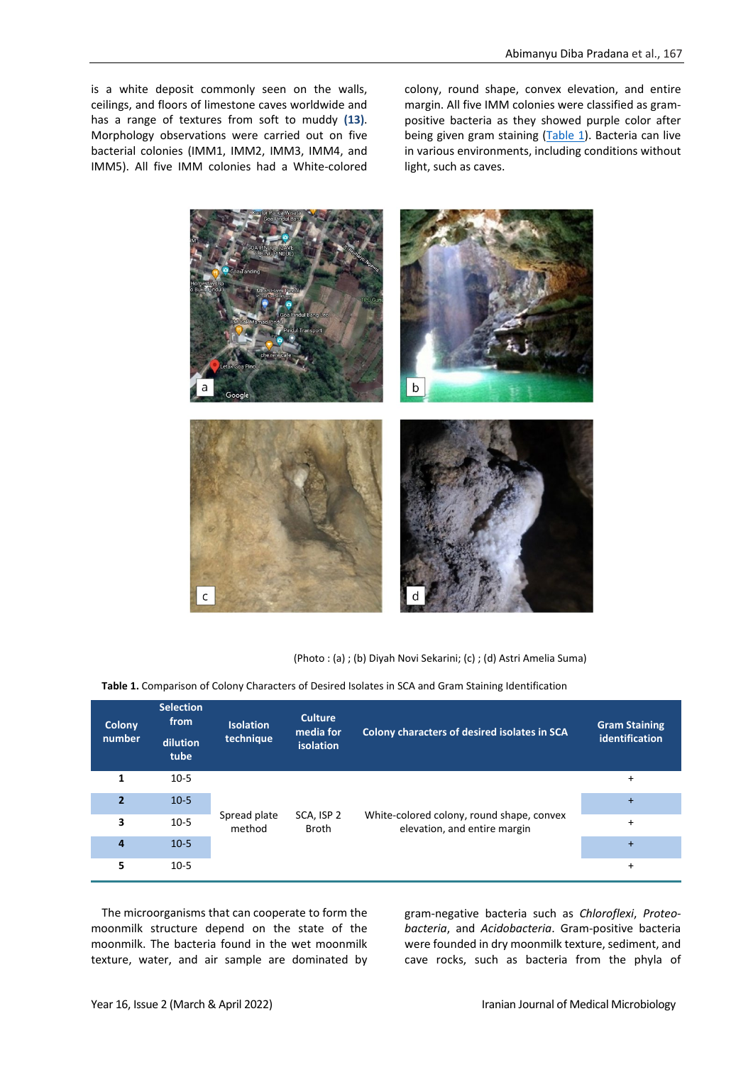is a white deposit commonly seen on the walls, ceilings, and floors of limestone caves worldwide and has a range of textures from soft to muddy (13). Morphology observations were carried out on five bacterial colonies (IMM1, IMM2, IMM3, IMM4, and IMM5). All five IMM colonies had a White-colored colony, round shape, convex elevation, and entire margin. All five IMM colonies were classified as gram-positive bacteria as they showed purple color after being given gram staining (Table 1). Bacteria can live in various environments, including conditions without light, such as caves.

(Photo : (a) ; (b) Diyah Novi Sekarini; (c) ; (d) Astri Amelia Suma)

**Table 1.** Comparison of Colony Characters of Desired Isolates in SCA and Gram Staining Identification

| Colony number | Selection from dilution tube | Isolation technique | Culture media for isolation | Colony characters of desired isolates in SCA | Gram Staining identification |
|---|---|---|---|---|---|
| **1** | 10-5 | Spread plate method | SCA, ISP 2 Broth | White-colored colony, round shape, convex elevation, and entire margin | + |
| **2** | 10-5 | | | | + |
| **3** | 10-5 | | | | + |
| **4** | 10-5 | | | | + |
| **5** | 10-5 | | | | + |

The microorganisms that can cooperate to form the moonmilk structure depend on the state of the moonmilk. The bacteria found in the wet moonmilk texture, water, and air sample are dominated by gram-negative bacteria such as *Chloroflexi*, *Proteobacteria*, and *Acidobacteria*. Gram-positive bacteria were founded in dry moonmilk texture, sediment, and cave rocks, such as bacteria from the phyla of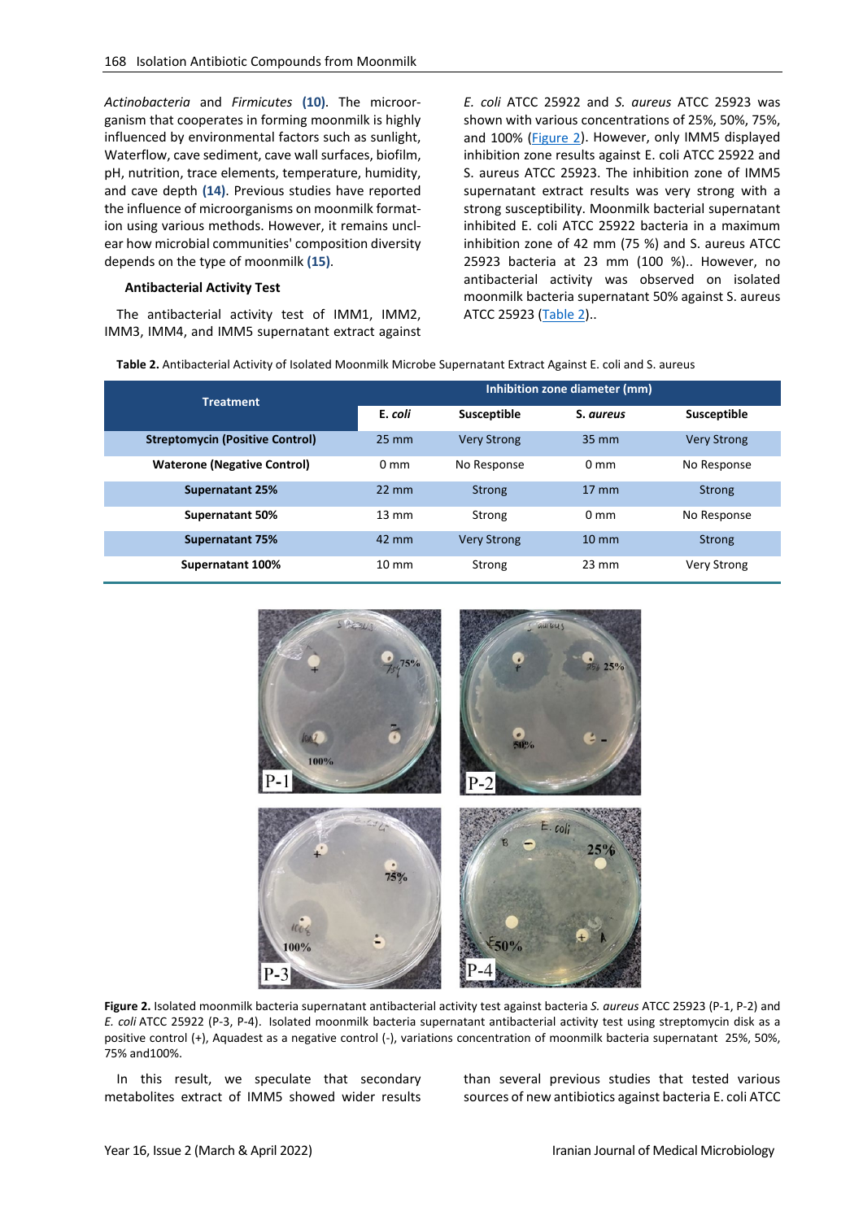*Actinobacteria* and *Firmicutes* **(10)**. The microorganism that cooperates in forming moonmilk is highly influenced by environmental factors such as sunlight, Waterflow, cave sediment, cave wall surfaces, biofilm, pH, nutrition, trace elements, temperature, humidity, and cave depth **(14)**. Previous studies have reported the influence of microorganisms on moonmilk formation using various methods. However, it remains unclear how microbial communities' composition diversity depends on the type of moonmilk **(15)**.

### Antibacterial Activity Test

The antibacterial activity test of IMM1, IMM2, IMM3, IMM4, and IMM5 supernatant extract against *E. coli* ATCC 25922 and *S. aureus* ATCC 25923 was shown with various concentrations of 25%, 50%, 75%, and 100% (Figure 2). However, only IMM5 displayed inhibition zone results against E. coli ATCC 25922 and S. aureus ATCC 25923. The inhibition zone of IMM5 supernatant extract results was very strong with a strong susceptibility. Moonmilk bacterial supernatant inhibited E. coli ATCC 25922 bacteria in a maximum inhibition zone of 42 mm (75 %) and S. aureus ATCC 25923 bacteria at 23 mm (100 %).. However, no antibacterial activity was observed on isolated moonmilk bacteria supernatant 50% against S. aureus ATCC 25923 (Table 2)..

**Table 2.** Antibacterial Activity of Isolated Moonmilk Microbe Supernatant Extract Against E. coli and S. aureus

| Treatment | Inhibition zone diameter (mm) | | | |
|---|---|---|---|---|
| | **E. *coli*** | **Susceptible** | **S. *aureus*** | **Susceptible** |
| **Streptomycin (Positive Control)** | 25 mm | Very Strong | 35 mm | Very Strong |
| **Waterone (Negative Control)** | 0 mm | No Response | 0 mm | No Response |
| **Supernatant 25%** | 22 mm | Strong | 17 mm | Strong |
| **Supernatant 50%** | 13 mm | Strong | 0 mm | No Response |
| **Supernatant 75%** | 42 mm | Very Strong | 10 mm | Strong |
| **Supernatant 100%** | 10 mm | Strong | 23 mm | Very Strong |

**Figure 2.** Isolated moonmilk bacteria supernatant antibacterial activity test against bacteria *S. aureus* ATCC 25923 (P-1, P-2) and *E. coli* ATCC 25922 (P-3, P-4). Isolated moonmilk bacteria supernatant antibacterial activity test using streptomycin disk as a positive control (+), Aquadest as a negative control (-), variations concentration of moonmilk bacteria supernatant 25%, 50%, 75% and100%.

In this result, we speculate that secondary metabolites extract of IMM5 showed wider results than several previous studies that tested various sources of new antibiotics against bacteria E. coli ATCC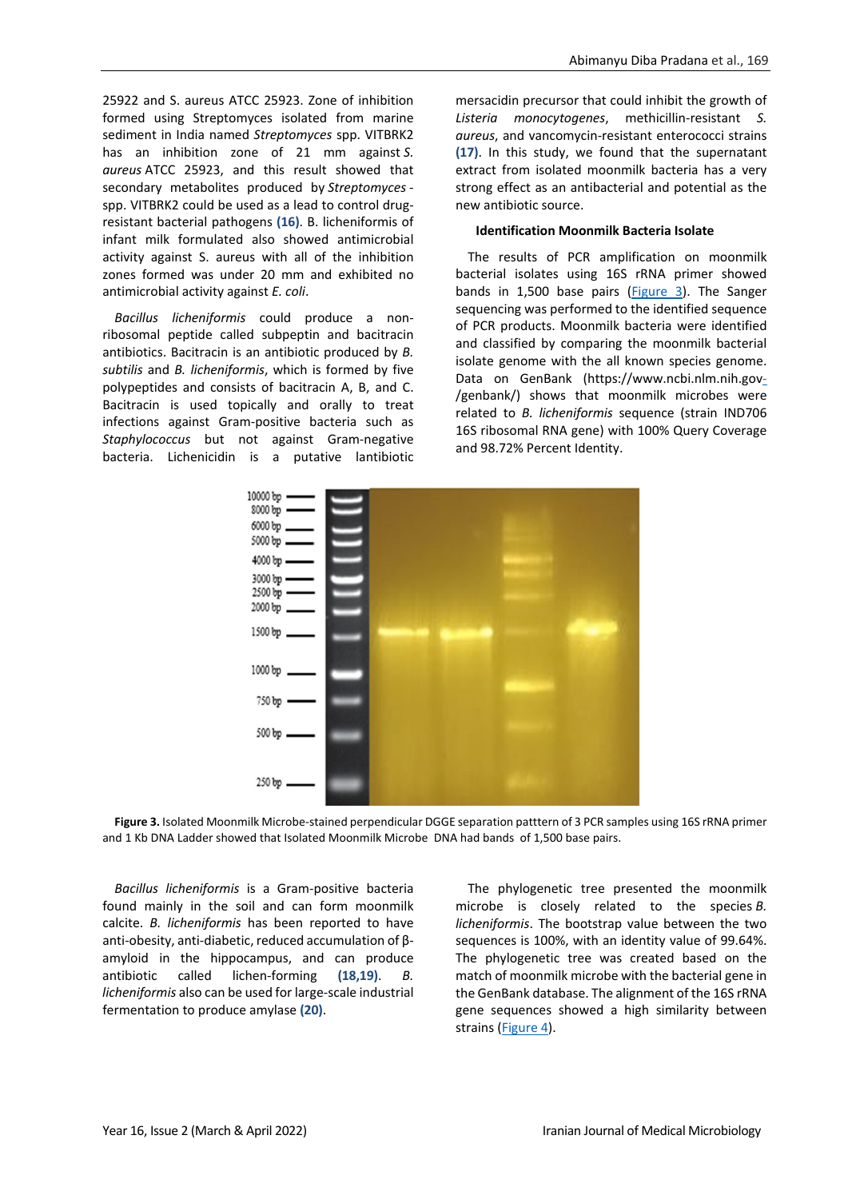25922 and S. aureus ATCC 25923. Zone of inhibition formed using Streptomyces isolated from marine sediment in India named *Streptomyces* spp. VITBRK2 has an inhibition zone of 21 mm against *S. aureus* ATCC 25923, and this result showed that secondary metabolites produced by *Streptomyces* spp. VITBRK2 could be used as a lead to control drug-resistant bacterial pathogens **(16)**. B. licheniformis of infant milk formulated also showed antimicrobial activity against S. aureus with all of the inhibition zones formed was under 20 mm and exhibited no antimicrobial activity against *E. coli*.

*Bacillus licheniformis* could produce a non-ribosomal peptide called subpeptin and bacitracin antibiotics. Bacitracin is an antibiotic produced by *B. subtilis* and *B. licheniformis*, which is formed by five polypeptides and consists of bacitracin A, B, and C. Bacitracin is used topically and orally to treat infections against Gram-positive bacteria such as *Staphylococcus* but not against Gram-negative bacteria. Lichenicidin is a putative lantibiotic mersacidin precursor that could inhibit the growth of *Listeria monocytogenes*, methicillin-resistant *S. aureus*, and vancomycin-resistant enterococci strains **(17)**. In this study, we found that the supernatant extract from isolated moonmilk bacteria has a very strong effect as an antibacterial and potential as the new antibiotic source.

**Identification Moonmilk Bacteria Isolate**

The results of PCR amplification on moonmilk bacterial isolates using 16S rRNA primer showed bands in 1,500 base pairs (Figure 3). The Sanger sequencing was performed to the identified sequence of PCR products. Moonmilk bacteria were identified and classified by comparing the moonmilk bacterial isolate genome with the all known species genome. Data on GenBank (https://www.ncbi.nlm.nih.gov-/genbank/) shows that moonmilk microbes were related to *B. licheniformis* sequence (strain IND706 16S ribosomal RNA gene) with 100% Query Coverage and 98.72% Percent Identity.

**Figure 3.** Isolated Moonmilk Microbe-stained perpendicular DGGE separation patttern of 3 PCR samples using 16S rRNA primer and 1 Kb DNA Ladder showed that Isolated Moonmilk Microbe DNA had bands of 1,500 base pairs.

*Bacillus licheniformis* is a Gram-positive bacteria found mainly in the soil and can form moonmilk calcite. *B. licheniformis* has been reported to have anti-obesity, anti-diabetic, reduced accumulation of β-amyloid in the hippocampus, and can produce antibiotic called lichen-forming **(18,19)**. *B. licheniformis* also can be used for large-scale industrial fermentation to produce amylase **(20)**.

The phylogenetic tree presented the moonmilk microbe is closely related to the species *B. licheniformis*. The bootstrap value between the two sequences is 100%, with an identity value of 99.64%. The phylogenetic tree was created based on the match of moonmilk microbe with the bacterial gene in the GenBank database. The alignment of the 16S rRNA gene sequences showed a high similarity between strains (Figure 4).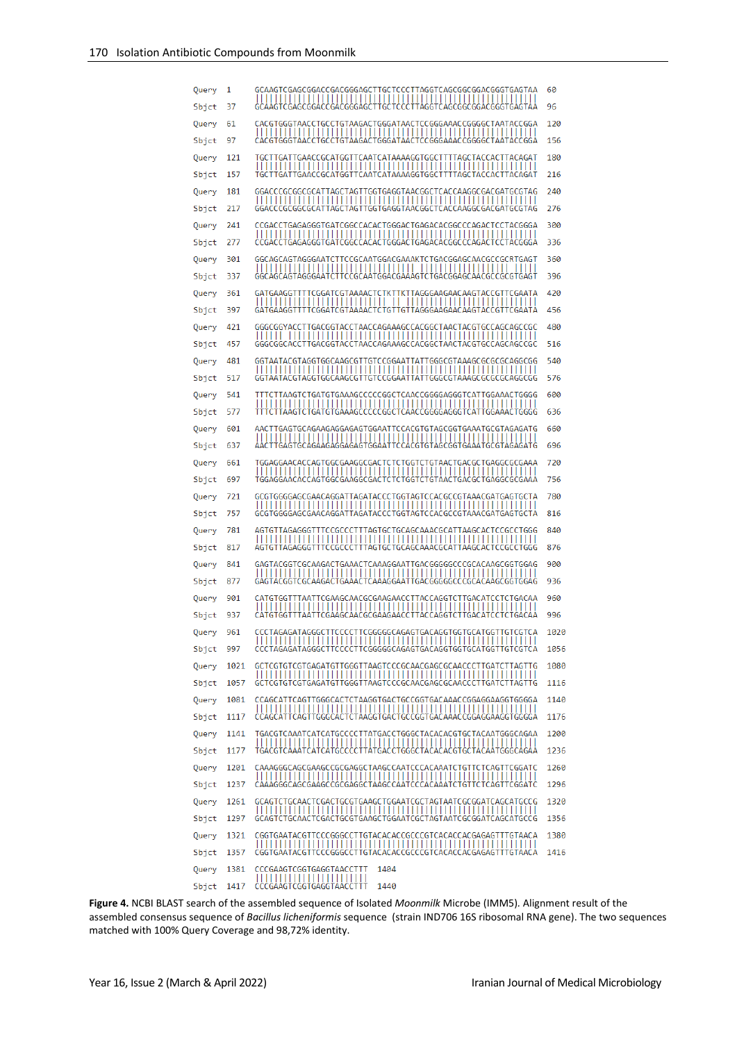```
Query  1     GCAAGTCGAGCGGACCGACGGGAGCTTGCTCCCTTAGGTCAGCGGCGGACGGGTGAGTAA  60
             ||||||||||||||||||||||||||||||||||||||||||||||||||||||||||||
Sbjct  37    GCAAGTCGAGCGGACCGACGGGAGCTTGCTCCCTTAGGTCAGCGGCGGACGGGTGAGTAA  96

Query  61    CACGTGGGTAACCTGCCTGTAAGACTGGGATAACTCCGGGAAACCGGGGCTAATACCGGA  120
             ||||||||||||||||||||||||||||||||||||||||||||||||||||||||||||
Sbjct  97    CACGTGGGTAACCTGCCTGTAAGACTGGGATAACTCCGGGAAACCGGGGCTAATACCGGA  156

Query  121   TGCTTGATTGAACCGCATGGTTCAATCATAAAAGGTGGCTTTTAGCTACCACTTACAGAT  180
             ||||||||||||||||||||||||||||||||||||||||||||||||||||||||||||
Sbjct  157   TGCTTGATTGAACCGCATGGTTCAATCATAAAAGGTGGCTTTTAGCTACCACTTACAGAT  216

Query  181   GGACCCGCGGCGCATTAGCTAGTTGGTGAGGTAACGGCTCACCAAGGCGACGATGCGTAG  240
             ||||||||||||||||||||||||||||||||||||||||||||||||||||||||||||
Sbjct  217   GGACCCGCGGCGCATTAGCTAGTTGGTGAGGTAACGGCTCACCAAGGCGACGATGCGTAG  276

Query  241   CCGACCTGAGAGGGTGATCGGCCACACTGGGACTGAGACACGGCCCAGACTCCTACGGGA  300
             ||||||||||||||||||||||||||||||||||||||||||||||||||||||||||||
Sbjct  277   CCGACCTGAGAGGGTGATCGGCCACACTGGGACTGAGACACGGCCCAGACTCCTACGGGA  336

Query  301   GGCAGCAGTAGGGAATCTTCCGCAATGGACGAAAKTCTGACGGAGCAACGCCGCRTGAGT  360
             |||||||||||||||||||||||||||||||||| |||||||||||||||||||| |||||
Sbjct  337   GGCAGCAGTAGGGAATCTTCCGCAATGGACGAAAGTCTGACGGAGCAACGCCGCGTGAGT  396

Query  361   GATGAAGGTTTTCGGATCGTAAAACTCTKTTKTTAGGGAAGAACAAGTACCGTTCGAATA  420
             |||||||||||||||||||||||||||| || ||||||||||||||||||||||||||||
Sbjct  397   GATGAAGGTTTTCGGATCGTAAAACTCTGTTGTTAGGGAAGAACAAGTACCGTTCGAATA  456

Query  421   GGGCGYCACCTTGACGGTACCTAACCAGAAAGCCACGGCTAACTACGTGCCAGCAGCCGC  480
             ||||| ||||||||||||||||||||||||||||||||||||||||||||||||||||||
Sbjct  457   GGGCGGCACCTTGACGGTACCTAACCAGAAAGCCACGGCTAACTACGTGCCAGCAGCCGC  516

Query  481   GGTAATACGTAGGTGGCAAGCGTTGTCCGGAATTATTGGGCGTAAAGCGCGCGCAGGCGG  540
             ||||||||||||||||||||||||||||||||||||||||||||||||||||||||||||
Sbjct  517   GGTAATACGTAGGTGGCAAGCGTTGTCCGGAATTATTGGGCGTAAAGCGCGCGCAGGCGG  576

Query  541   TTTCTTAAGTCTGATGTGAAAGCCCCCGGCTCAACCGGGGAGGGTCATTGGAAACTGGGG  600
             ||||||||||||||||||||||||||||||||||||||||||||||||||||||||||||
Sbjct  577   TTTCTTAAGTCTGATGTGAAAGCCCCCGGCTCAACCGGGGAGGGTCATTGGAAACTGGGG  636

Query  601   AACTTGAGTGCAGAAGAGGAGAGTGGAATTCCACGTGTAGCGGTGAAATGCGTAGAGATG  660
             ||||||||||||||||||||||||||||||||||||||||||||||||||||||||||||
Sbjct  637   AACTTGAGTGCAGAAGAGGAGAGTGGAATTCCACGTGTAGCGGTGAAATGCGTAGAGATG  696

Query  661   TGGAGGAACACCAGTGGCGAAGGCGACTCTCTGGTCTGTAACTGACGCTGAGGCGCGAAA  720
             ||||||||||||||||||||||||||||||||||||||||||||||||||||||||||||
Sbjct  697   TGGAGGAACACCAGTGGCGAAGGCGACTCTCTGGTCTGTAACTGACGCTGAGGCGCGAAA  756

Query  721   GCGTGGGGAGCGAACAGGATTAGATACCCTGGTAGTCCACGCCGTAAACGATGAGTGCTA  780
             ||||||||||||||||||||||||||||||||||||||||||||||||||||||||||||
Sbjct  757   GCGTGGGGAGCGAACAGGATTAGATACCCTGGTAGTCCACGCCGTAAACGATGAGTGCTA  816

Query  781   AGTGTTAGAGGGTTTCCGCCCTTTAGTGCTGCAGCAAACGCATTAAGCACTCCGCCTGGG  840
             ||||||||||||||||||||||||||||||||||||||||||||||||||||||||||||
Sbjct  817   AGTGTTAGAGGGTTTCCGCCCTTTAGTGCTGCAGCAAACGCATTAAGCACTCCGCCTGGG  876

Query  841   GAGTACGGTCGCAAGACTGAAACTCAAAGGAATTGACGGGGGCCCGCACAAGCGGTGGAG  900
             ||||||||||||||||||||||||||||||||||||||||||||||||||||||||||||
Sbjct  877   GAGTACGGTCGCAAGACTGAAACTCAAAGGAATTGACGGGGGCCCGCACAAGCGGTGGAG  936

Query  901   CATGTGGTTTAATTCGAAGCAACGCGAAGAACCTTACCAGGTCTTGACATCCTCTGACAA  960
             ||||||||||||||||||||||||||||||||||||||||||||||||||||||||||||
Sbjct  937   CATGTGGTTTAATTCGAAGCAACGCGAAGAACCTTACCAGGTCTTGACATCCTCTGACAA  996

Query  961   CCCTAGAGATAGGGCTTCCCCTTCGGGGGCAGAGTGACAGGTGGTGCATGGTTGTCGTCA  1020
             ||||||||||||||||||||||||||||||||||||||||||||||||||||||||||||
Sbjct  997   CCCTAGAGATAGGGCTTCCCCTTCGGGGGCAGAGTGACAGGTGGTGCATGGTTGTCGTCA  1056

Query  1021  GCTCGTGTCGTGAGATGTTGGGTTAAGTCCCGCAACGAGCGCAACCCTTGATCTTAGTTG  1080
             ||||||||||||||||||||||||||||||||||||||||||||||||||||||||||||
Sbjct  1057  GCTCGTGTCGTGAGATGTTGGGTTAAGTCCCGCAACGAGCGCAACCCTTGATCTTAGTTG  1116

Query  1081  CCAGCATTCAGTTGGGCACTCTAAGGTGACTGCCGGTGACAAACCGGAGGAAGGTGGGGA  1140
             ||||||||||||||||||||||||||||||||||||||||||||||||||||||||||||
Sbjct  1117  CCAGCATTCAGTTGGGCACTCTAAGGTGACTGCCGGTGACAAACCGGAGGAAGGTGGGGA  1176

Query  1141  TGACGTCAAATCATCATGCCCCTTATGACCTGGGCTACACACGTGCTACAATGGGCAGAA  1200
             ||||||||||||||||||||||||||||||||||||||||||||||||||||||||||||
Sbjct  1177  TGACGTCAAATCATCATGCCCCTTATGACCTGGGCTACACACGTGCTACAATGGGCAGAA  1236

Query  1201  CAAAGGGCAGCGAAGCCGCGAGGCTAAGCCAATCCCACAAATCTGTTCTCAGTTCGGATC  1260
             ||||||||||||||||||||||||||||||||||||||||||||||||||||||||||||
Sbjct  1237  CAAAGGGCAGCGAAGCCGCGAGGCTAAGCCAATCCCACAAATCTGTTCTCAGTTCGGATC  1296

Query  1261  GCAGTCTGCAACTCGACTGCGTGAAGCTGGAATCGCTAGTAATCGCGGATCAGCATGCCG  1320
             ||||||||||||||||||||||||||||||||||||||||||||||||||||||||||||
Sbjct  1297  GCAGTCTGCAACTCGACTGCGTGAAGCTGGAATCGCTAGTAATCGCGGATCAGCATGCCG  1356

Query  1321  CGGTGAATACGTTCCCGGGCCTTGTACACACCGCCCGTCACACCACGAGAGTTTGTAACA  1380
             ||||||||||||||||||||||||||||||||||||||||||||||||||||||||||||
Sbjct  1357  CGGTGAATACGTTCCCGGGCCTTGTACACACCGCCCGTCACACCACGAGAGTTTGTAACA  1416

Query  1381  CCCGAAGTCGGTGAGGTAACCTTT  1404
             ||||||||||||||||||||||||
Sbjct  1417  CCCGAAGTCGGTGAGGTAACCTTT  1440
```

**Figure 4.** NCBI BLAST search of the assembled sequence of Isolated *Moonmilk* Microbe (IMM5). Alignment result of the assembled consensus sequence of *Bacillus licheniformis* sequence (strain IND706 16S ribosomal RNA gene). The two sequences matched with 100% Query Coverage and 98,72% identity.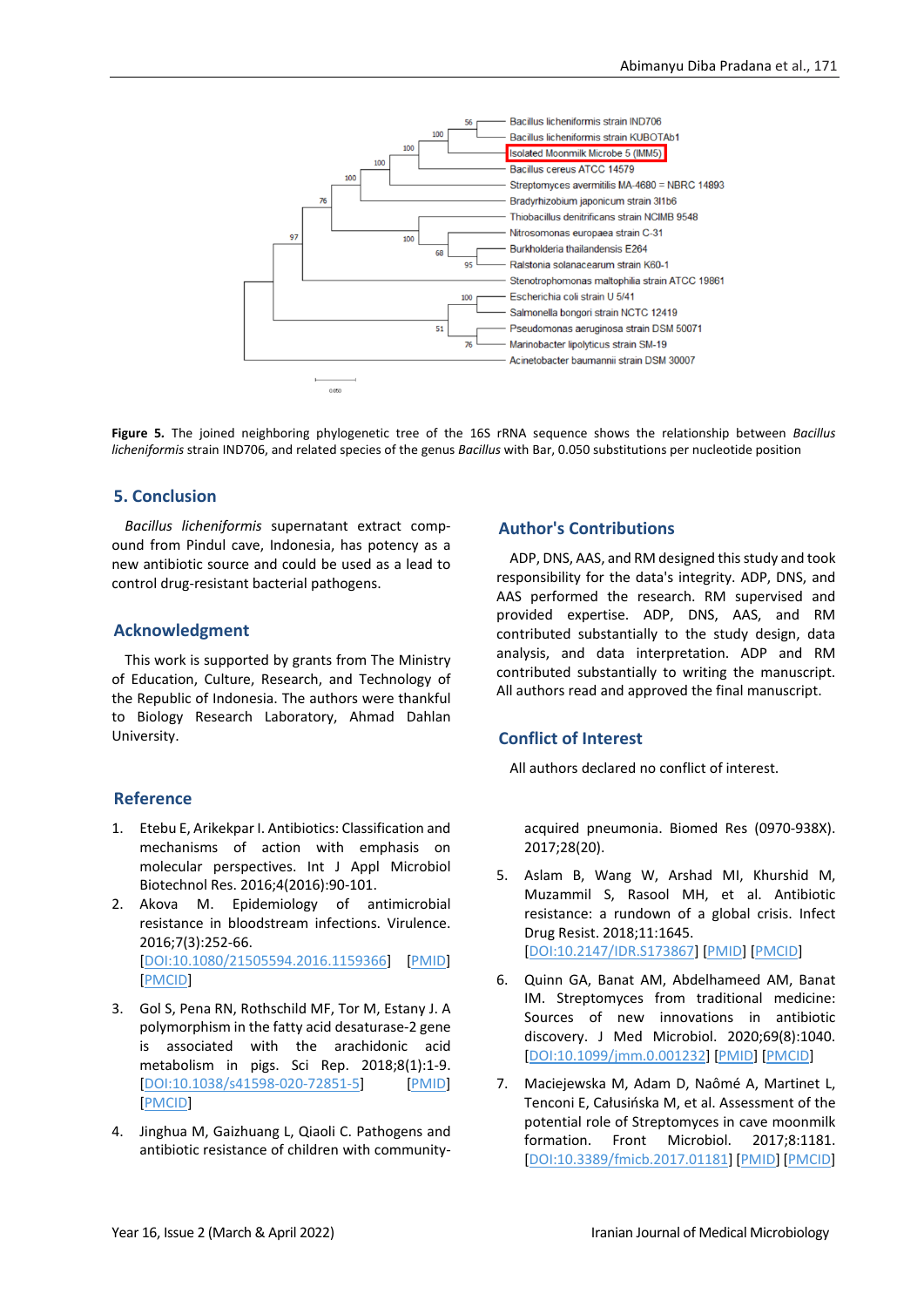**Figure 5.** The joined neighboring phylogenetic tree of the 16S rRNA sequence shows the relationship between *Bacillus licheniformis* strain IND706, and related species of the genus *Bacillus* with Bar, 0.050 substitutions per nucleotide position

## 5. Conclusion

*Bacillus licheniformis* supernatant extract compound from Pindul cave, Indonesia, has potency as a new antibiotic source and could be used as a lead to control drug-resistant bacterial pathogens.

## Acknowledgment

This work is supported by grants from The Ministry of Education, Culture, Research, and Technology of the Republic of Indonesia. The authors were thankful to Biology Research Laboratory, Ahmad Dahlan University.

## Author's Contributions

ADP, DNS, AAS, and RM designed this study and took responsibility for the data's integrity. ADP, DNS, and AAS performed the research. RM supervised and provided expertise. ADP, DNS, AAS, and RM contributed substantially to the study design, data analysis, and data interpretation. ADP and RM contributed substantially to writing the manuscript. All authors read and approved the final manuscript.

## Conflict of Interest

All authors declared no conflict of interest.

## Reference

1. Etebu E, Arikekpar I. Antibiotics: Classification and mechanisms of action with emphasis on molecular perspectives. Int J Appl Microbiol Biotechnol Res. 2016;4(2016):90-101.
2. Akova M. Epidemiology of antimicrobial resistance in bloodstream infections. Virulence. 2016;7(3):252-66. [DOI:10.1080/21505594.2016.1159366] [PMID] [PMCID]
3. Gol S, Pena RN, Rothschild MF, Tor M, Estany J. A polymorphism in the fatty acid desaturase-2 gene is associated with the arachidonic acid metabolism in pigs. Sci Rep. 2018;8(1):1-9. [DOI:10.1038/s41598-020-72851-5] [PMID] [PMCID]
4. Jinghua M, Gaizhuang L, Qiaoli C. Pathogens and antibiotic resistance of children with community-acquired pneumonia. Biomed Res (0970-938X). 2017;28(20).
5. Aslam B, Wang W, Arshad MI, Khurshid M, Muzammil S, Rasool MH, et al. Antibiotic resistance: a rundown of a global crisis. Infect Drug Resist. 2018;11:1645. [DOI:10.2147/IDR.S173867] [PMID] [PMCID]
6. Quinn GA, Banat AM, Abdelhameed AM, Banat IM. Streptomyces from traditional medicine: Sources of new innovations in antibiotic discovery. J Med Microbiol. 2020;69(8):1040. [DOI:10.1099/jmm.0.001232] [PMID] [PMCID]
7. Maciejewska M, Adam D, Naômé A, Martinet L, Tenconi E, Całusińska M, et al. Assessment of the potential role of Streptomyces in cave moonmilk formation. Front Microbiol. 2017;8:1181. [DOI:10.3389/fmicb.2017.01181] [PMID] [PMCID]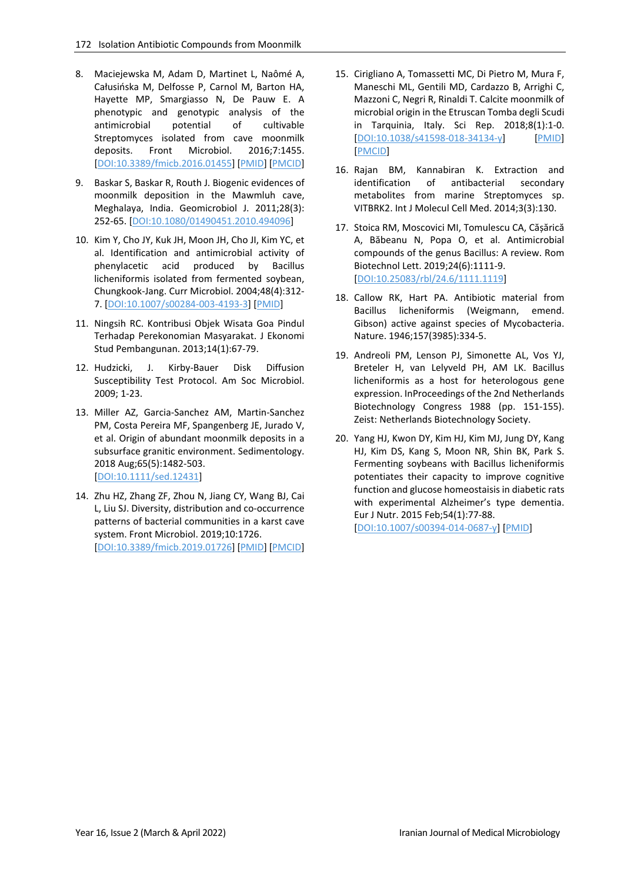8. Maciejewska M, Adam D, Martinet L, Naômé A, Całusińska M, Delfosse P, Carnol M, Barton HA, Hayette MP, Smargiasso N, De Pauw E. A phenotypic and genotypic analysis of the antimicrobial potential of cultivable Streptomyces isolated from cave moonmilk deposits. Front Microbiol. 2016;7:1455. [DOI:10.3389/fmicb.2016.01455] [PMID] [PMCID]

9. Baskar S, Baskar R, Routh J. Biogenic evidences of moonmilk deposition in the Mawmluh cave, Meghalaya, India. Geomicrobiol J. 2011;28(3): 252-65. [DOI:10.1080/01490451.2010.494096]

10. Kim Y, Cho JY, Kuk JH, Moon JH, Cho JI, Kim YC, et al. Identification and antimicrobial activity of phenylacetic acid produced by Bacillus licheniformis isolated from fermented soybean, Chungkook-Jang. Curr Microbiol. 2004;48(4):312-7. [DOI:10.1007/s00284-003-4193-3] [PMID]

11. Ningsih RC. Kontribusi Objek Wisata Goa Pindul Terhadap Perekonomian Masyarakat. J Ekonomi Stud Pembangunan. 2013;14(1):67-79.

12. Hudzicki, J. Kirby-Bauer Disk Diffusion Susceptibility Test Protocol. Am Soc Microbiol. 2009; 1-23.

13. Miller AZ, Garcia-Sanchez AM, Martin-Sanchez PM, Costa Pereira MF, Spangenberg JE, Jurado V, et al. Origin of abundant moonmilk deposits in a subsurface granitic environment. Sedimentology. 2018 Aug;65(5):1482-503. [DOI:10.1111/sed.12431]

14. Zhu HZ, Zhang ZF, Zhou N, Jiang CY, Wang BJ, Cai L, Liu SJ. Diversity, distribution and co-occurrence patterns of bacterial communities in a karst cave system. Front Microbiol. 2019;10:1726. [DOI:10.3389/fmicb.2019.01726] [PMID] [PMCID]

15. Cirigliano A, Tomassetti MC, Di Pietro M, Mura F, Maneschi ML, Gentili MD, Cardazzo B, Arrighi C, Mazzoni C, Negri R, Rinaldi T. Calcite moonmilk of microbial origin in the Etruscan Tomba degli Scudi in Tarquinia, Italy. Sci Rep. 2018;8(1):1-0. [DOI:10.1038/s41598-018-34134-y] [PMID] [PMCID]

16. Rajan BM, Kannabiran K. Extraction and identification of antibacterial secondary metabolites from marine Streptomyces sp. VITBRK2. Int J Molecul Cell Med. 2014;3(3):130.

17. Stoica RM, Moscovici MI, Tomulescu CA, Cășărică A, Băbeanu N, Popa O, et al. Antimicrobial compounds of the genus Bacillus: A review. Rom Biotechnol Lett. 2019;24(6):1111-9. [DOI:10.25083/rbl/24.6/1111.1119]

18. Callow RK, Hart PA. Antibiotic material from Bacillus licheniformis (Weigmann, emend. Gibson) active against species of Mycobacteria. Nature. 1946;157(3985):334-5.

19. Andreoli PM, Lenson PJ, Simonette AL, Vos YJ, Breteler H, van Lelyveld PH, AM LK. Bacillus licheniformis as a host for heterologous gene expression. InProceedings of the 2nd Netherlands Biotechnology Congress 1988 (pp. 151-155). Zeist: Netherlands Biotechnology Society.

20. Yang HJ, Kwon DY, Kim HJ, Kim MJ, Jung DY, Kang HJ, Kim DS, Kang S, Moon NR, Shin BK, Park S. Fermenting soybeans with Bacillus licheniformis potentiates their capacity to improve cognitive function and glucose homeostaisis in diabetic rats with experimental Alzheimer's type dementia. Eur J Nutr. 2015 Feb;54(1):77-88. [DOI:10.1007/s00394-014-0687-y] [PMID]